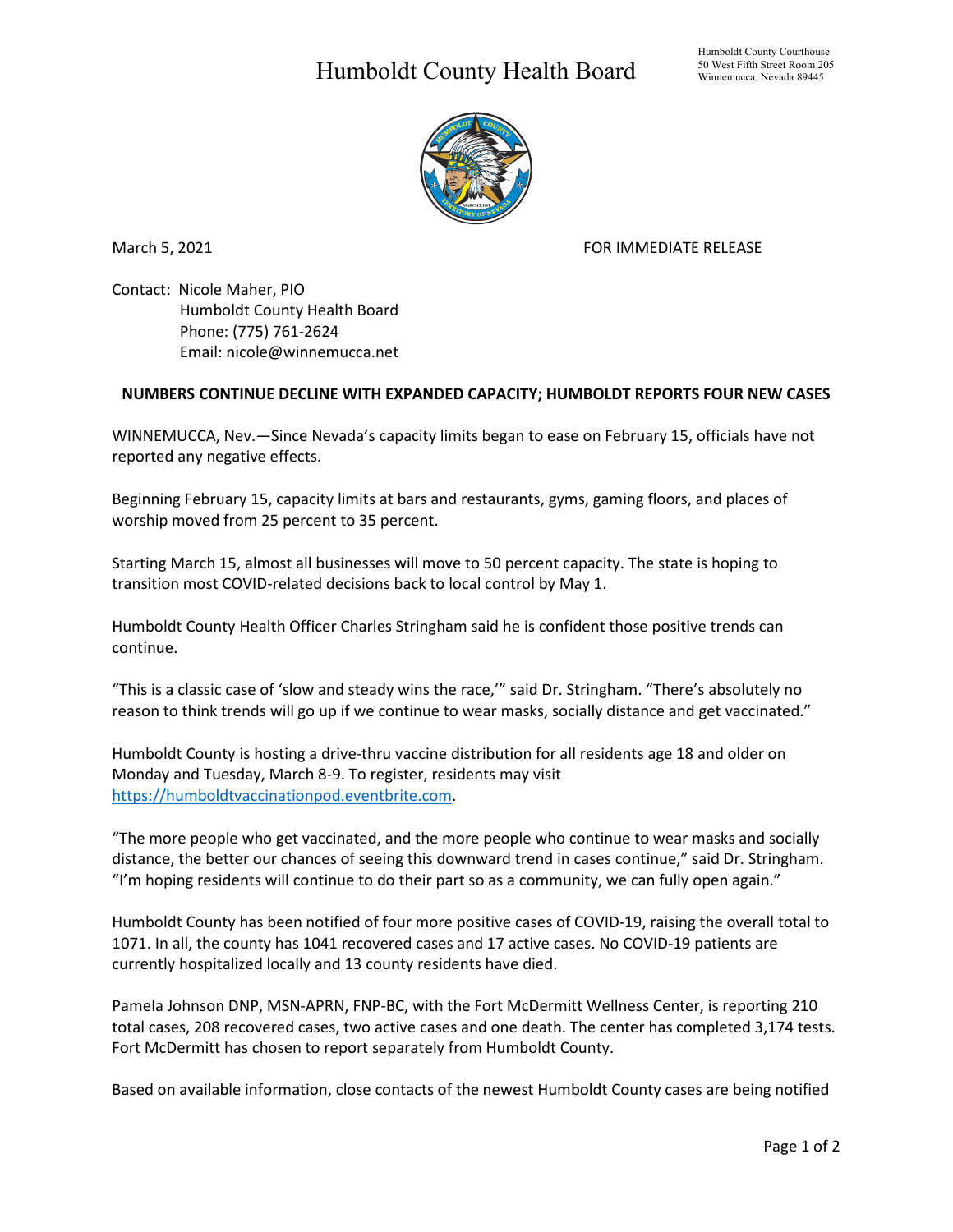# Humboldt County Health Board

Humboldt County Courthouse
50 West Fifth Street Room 205
Winnemucca, Nevada 89445

March 5, 2021 FOR IMMEDIATE RELEASE

Contact: Nicole Maher, PIO
Humboldt County Health Board
Phone: (775) 761-2624
Email: nicole@winnemucca.net

**NUMBERS CONTINUE DECLINE WITH EXPANDED CAPACITY; HUMBOLDT REPORTS FOUR NEW CASES**

WINNEMUCCA, Nev.—Since Nevada's capacity limits began to ease on February 15, officials have not reported any negative effects.

Beginning February 15, capacity limits at bars and restaurants, gyms, gaming floors, and places of worship moved from 25 percent to 35 percent.

Starting March 15, almost all businesses will move to 50 percent capacity. The state is hoping to transition most COVID-related decisions back to local control by May 1.

Humboldt County Health Officer Charles Stringham said he is confident those positive trends can continue.

"This is a classic case of 'slow and steady wins the race,'" said Dr. Stringham. "There's absolutely no reason to think trends will go up if we continue to wear masks, socially distance and get vaccinated."

Humboldt County is hosting a drive-thru vaccine distribution for all residents age 18 and older on Monday and Tuesday, March 8-9. To register, residents may visit https://humboldtvaccinationpod.eventbrite.com.

"The more people who get vaccinated, and the more people who continue to wear masks and socially distance, the better our chances of seeing this downward trend in cases continue," said Dr. Stringham. "I'm hoping residents will continue to do their part so as a community, we can fully open again."

Humboldt County has been notified of four more positive cases of COVID-19, raising the overall total to 1071. In all, the county has 1041 recovered cases and 17 active cases. No COVID-19 patients are currently hospitalized locally and 13 county residents have died.

Pamela Johnson DNP, MSN-APRN, FNP-BC, with the Fort McDermitt Wellness Center, is reporting 210 total cases, 208 recovered cases, two active cases and one death. The center has completed 3,174 tests. Fort McDermitt has chosen to report separately from Humboldt County.

Based on available information, close contacts of the newest Humboldt County cases are being notified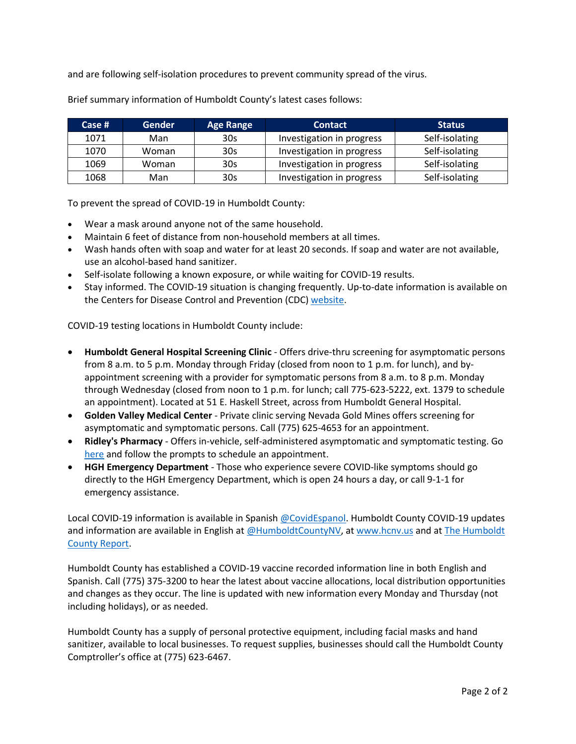and are following self-isolation procedures to prevent community spread of the virus.

Brief summary information of Humboldt County's latest cases follows:

| Case # | Gender | Age Range | Contact | Status |
|---|---|---|---|---|
| 1071 | Man | 30s | Investigation in progress | Self-isolating |
| 1070 | Woman | 30s | Investigation in progress | Self-isolating |
| 1069 | Woman | 30s | Investigation in progress | Self-isolating |
| 1068 | Man | 30s | Investigation in progress | Self-isolating |

To prevent the spread of COVID-19 in Humboldt County:

- Wear a mask around anyone not of the same household.
- Maintain 6 feet of distance from non-household members at all times.
- Wash hands often with soap and water for at least 20 seconds. If soap and water are not available, use an alcohol-based hand sanitizer.
- Self-isolate following a known exposure, or while waiting for COVID-19 results.
- Stay informed. The COVID-19 situation is changing frequently. Up-to-date information is available on the Centers for Disease Control and Prevention (CDC) website.

COVID-19 testing locations in Humboldt County include:

- **Humboldt General Hospital Screening Clinic** - Offers drive-thru screening for asymptomatic persons from 8 a.m. to 5 p.m. Monday through Friday (closed from noon to 1 p.m. for lunch), and by-appointment screening with a provider for symptomatic persons from 8 a.m. to 8 p.m. Monday through Wednesday (closed from noon to 1 p.m. for lunch; call 775-623-5222, ext. 1379 to schedule an appointment). Located at 51 E. Haskell Street, across from Humboldt General Hospital.
- **Golden Valley Medical Center** - Private clinic serving Nevada Gold Mines offers screening for asymptomatic and symptomatic persons. Call (775) 625-4653 for an appointment.
- **Ridley's Pharmacy** - Offers in-vehicle, self-administered asymptomatic and symptomatic testing. Go here and follow the prompts to schedule an appointment.
- **HGH Emergency Department** - Those who experience severe COVID-like symptoms should go directly to the HGH Emergency Department, which is open 24 hours a day, or call 9-1-1 for emergency assistance.

Local COVID-19 information is available in Spanish @CovidEspanol. Humboldt County COVID-19 updates and information are available in English at @HumboldtCountyNV, at www.hcnv.us and at The Humboldt County Report.

Humboldt County has established a COVID-19 vaccine recorded information line in both English and Spanish. Call (775) 375-3200 to hear the latest about vaccine allocations, local distribution opportunities and changes as they occur. The line is updated with new information every Monday and Thursday (not including holidays), or as needed.

Humboldt County has a supply of personal protective equipment, including facial masks and hand sanitizer, available to local businesses. To request supplies, businesses should call the Humboldt County Comptroller's office at (775) 623-6467.